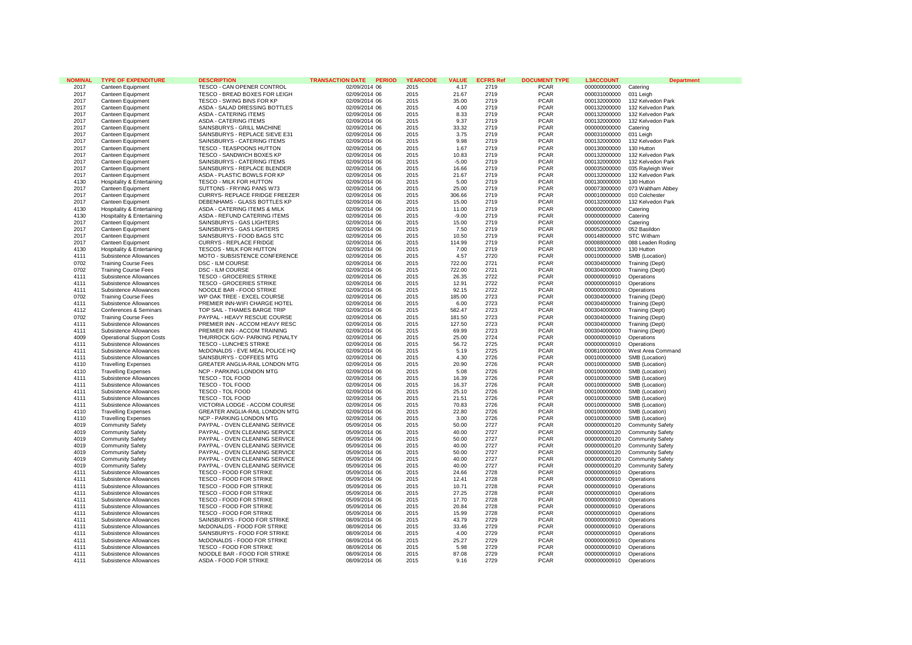| NOMINAL | TYPE OF EXPENDITURE | DESCRIPTION | TRANSACTION DATE | PERIOD | YEARCODE | VALUE | ECFRS Ref | DOCUMENT TYPE | L3ACCOUNT | Department |
|---|---|---|---|---|---|---|---|---|---|---|
| 2017 | Canteen Equipment | TESCO - CAN OPENER CONTROL | 02/09/2014 | 06 | 2015 | 4.17 | 2719 | PCAR | 000000000000 | Catering |
| 2017 | Canteen Equipment | TESCO - BREAD BOXES FOR LEIGH | 02/09/2014 | 06 | 2015 | 21.67 | 2719 | PCAR | 000031000000 | 031 Leigh |
| 2017 | Canteen Equipment | TESCO - SWING BINS FOR KP | 02/09/2014 | 06 | 2015 | 35.00 | 2719 | PCAR | 000132000000 | 132 Kelvedon Park |
| 2017 | Canteen Equipment | ASDA - SALAD DRESSING BOTTLES | 02/09/2014 | 06 | 2015 | 4.00 | 2719 | PCAR | 000132000000 | 132 Kelvedon Park |
| 2017 | Canteen Equipment | ASDA - CATERING ITEMS | 02/09/2014 | 06 | 2015 | 8.33 | 2719 | PCAR | 000132000000 | 132 Kelvedon Park |
| 2017 | Canteen Equipment | ASDA - CATERING ITEMS | 02/09/2014 | 06 | 2015 | 9.37 | 2719 | PCAR | 000132000000 | 132 Kelvedon Park |
| 2017 | Canteen Equipment | SAINSBURYS - GRILL MACHINE | 02/09/2014 | 06 | 2015 | 33.32 | 2719 | PCAR | 000000000000 | Catering |
| 2017 | Canteen Equipment | SAINSBURYS - REPLACE SIEVE E31 | 02/09/2014 | 06 | 2015 | 3.75 | 2719 | PCAR | 000031000000 | 031 Leigh |
| 2017 | Canteen Equipment | SAINSBURYS - CATERING ITEMS | 02/09/2014 | 06 | 2015 | 9.98 | 2719 | PCAR | 000132000000 | 132 Kelvedon Park |
| 2017 | Canteen Equipment | TESCO - TEASPOONS HUTTON | 02/09/2014 | 06 | 2015 | 1.67 | 2719 | PCAR | 000130000000 | 130 Hutton |
| 2017 | Canteen Equipment | TESCO - SANDWICH BOXES KP | 02/09/2014 | 06 | 2015 | 10.83 | 2719 | PCAR | 000132000000 | 132 Kelvedon Park |
| 2017 | Canteen Equipment | SAINSBURYS - CATERING ITEMS | 02/09/2014 | 06 | 2015 | -5.00 | 2719 | PCAR | 000132000000 | 132 Kelvedon Park |
| 2017 | Canteen Equipment | SAINSBURYS - REPLACE BLENDER | 02/09/2014 | 06 | 2015 | 16.66 | 2719 | PCAR | 000035000000 | 035 Rayleigh Weir |
| 2017 | Canteen Equipment | ASDA - PLASTIC BOWLS FOR KP | 02/09/2014 | 06 | 2015 | 21.67 | 2719 | PCAR | 000132000000 | 132 Kelvedon Park |
| 4130 | Hospitality & Entertaining | TESCO - MILK FOR HUTTON | 02/09/2014 | 06 | 2015 | 5.00 | 2719 | PCAR | 000130000000 | 130 Hutton |
| 2017 | Canteen Equipment | SUTTONS - FRYING PANS W73 | 02/09/2014 | 06 | 2015 | 25.00 | 2719 | PCAR | 000073000000 | 073 Waltham Abbey |
| 2017 | Canteen Equipment | CURRYS- REPLACE FRIDGE FREEZER | 02/09/2014 | 06 | 2015 | 306.66 | 2719 | PCAR | 000010000000 | 010 Colchester |
| 2017 | Canteen Equipment | DEBENHAMS - GLASS BOTTLES KP | 02/09/2014 | 06 | 2015 | 15.00 | 2719 | PCAR | 000132000000 | 132 Kelvedon Park |
| 4130 | Hospitality & Entertaining | ASDA - CATERING ITEMS & MILK | 02/09/2014 | 06 | 2015 | 11.00 | 2719 | PCAR | 000000000000 | Catering |
| 4130 | Hospitality & Entertaining | ASDA - REFUND CATERING ITEMS | 02/09/2014 | 06 | 2015 | -9.00 | 2719 | PCAR | 000000000000 | Catering |
| 2017 | Canteen Equipment | SAINSBURYS - GAS LIGHTERS | 02/09/2014 | 06 | 2015 | 15.00 | 2719 | PCAR | 000000000000 | Catering |
| 2017 | Canteen Equipment | SAINSBURYS - GAS LIGHTERS | 02/09/2014 | 06 | 2015 | 7.50 | 2719 | PCAR | 000052000000 | 052 Basildon |
| 2017 | Canteen Equipment | SAINSBURYS - FOOD BAGS STC | 02/09/2014 | 06 | 2015 | 10.50 | 2719 | PCAR | 000148000000 | STC Witham |
| 2017 | Canteen Equipment | CURRYS - REPLACE FRIDGE | 02/09/2014 | 06 | 2015 | 114.99 | 2719 | PCAR | 000088000000 | 088 Leaden Roding |
| 4130 | Hospitality & Entertaining | TESCOS - MILK FOR HUTTON | 02/09/2014 | 06 | 2015 | 7.00 | 2719 | PCAR | 000130000000 | 130 Hutton |
| 4111 | Subsistence Allowances | MOTO - SUBSISTENCE CONFERENCE | 02/09/2014 | 06 | 2015 | 4.57 | 2720 | PCAR | 000100000000 | SMB (Location) |
| 0702 | Training Course Fees | DSC - ILM COURSE | 02/09/2014 | 06 | 2015 | 722.00 | 2721 | PCAR | 000304000000 | Training (Dept) |
| 0702 | Training Course Fees | DSC - ILM COURSE | 02/09/2014 | 06 | 2015 | 722.00 | 2721 | PCAR | 000304000000 | Training (Dept) |
| 4111 | Subsistence Allowances | TESCO - GROCERIES STRIKE | 02/09/2014 | 06 | 2015 | 26.35 | 2722 | PCAR | 000000000910 | Operations |
| 4111 | Subsistence Allowances | TESCO - GROCERIES STRIKE | 02/09/2014 | 06 | 2015 | 12.91 | 2722 | PCAR | 000000000910 | Operations |
| 4111 | Subsistence Allowances | NOODLE BAR - FOOD STRIKE | 02/09/2014 | 06 | 2015 | 92.15 | 2722 | PCAR | 000000000910 | Operations |
| 0702 | Training Course Fees | WP OAK TREE - EXCEL COURSE | 02/09/2014 | 06 | 2015 | 185.00 | 2723 | PCAR | 000304000000 | Training (Dept) |
| 4111 | Subsistence Allowances | PREMIER INN-WIFI CHARGE HOTEL | 02/09/2014 | 06 | 2015 | 6.00 | 2723 | PCAR | 000304000000 | Training (Dept) |
| 4112 | Conferences & Seminars | TOP SAIL - THAMES BARGE TRIP | 02/09/2014 | 06 | 2015 | 582.47 | 2723 | PCAR | 000304000000 | Training (Dept) |
| 0702 | Training Course Fees | PAYPAL - HEAVY RESCUE COURSE | 02/09/2014 | 06 | 2015 | 181.50 | 2723 | PCAR | 000304000000 | Training (Dept) |
| 4111 | Subsistence Allowances | PREMIER INN - ACCOM HEAVY RESC | 02/09/2014 | 06 | 2015 | 127.50 | 2723 | PCAR | 000304000000 | Training (Dept) |
| 4111 | Subsistence Allowances | PREMIER INN - ACCOM TRAINING | 02/09/2014 | 06 | 2015 | 69.99 | 2723 | PCAR | 000304000000 | Training (Dept) |
| 4009 | Operational Support Costs | THURROCK GOV- PARKING PENALTY | 02/09/2014 | 06 | 2015 | 25.00 | 2724 | PCAR | 000000000910 | Operations |
| 4111 | Subsistence Allowances | TESCO - LUNCHES STRIKE | 02/09/2014 | 06 | 2015 | 56.72 | 2725 | PCAR | 000000000910 | Operations |
| 4111 | Subsistence Allowances | McDONALDS - EVE MEAL POLICE HQ | 02/09/2014 | 06 | 2015 | 5.19 | 2725 | PCAR | 000810000000 | West Area Command |
| 4111 | Subsistence Allowances | SAINSBURYS - COFFEES MTG | 02/09/2014 | 06 | 2015 | 4.30 | 2726 | PCAR | 000100000000 | SMB (Location) |
| 4110 | Travelling Expenses | GREATER ANGLIA-RAIL LONDON MTG | 02/09/2014 | 06 | 2015 | 20.90 | 2726 | PCAR | 000100000000 | SMB (Location) |
| 4110 | Travelling Expenses | NCP - PARKING LONDON MTG | 02/09/2014 | 06 | 2015 | 5.08 | 2726 | PCAR | 000100000000 | SMB (Location) |
| 4111 | Subsistence Allowances | TESCO - TOL FOOD | 02/09/2014 | 06 | 2015 | 16.39 | 2726 | PCAR | 000100000000 | SMB (Location) |
| 4111 | Subsistence Allowances | TESCO - TOL FOOD | 02/09/2014 | 06 | 2015 | 16.37 | 2726 | PCAR | 000100000000 | SMB (Location) |
| 4111 | Subsistence Allowances | TESCO - TOL FOOD | 02/09/2014 | 06 | 2015 | 25.10 | 2726 | PCAR | 000100000000 | SMB (Location) |
| 4111 | Subsistence Allowances | TESCO - TOL FOOD | 02/09/2014 | 06 | 2015 | 21.51 | 2726 | PCAR | 000100000000 | SMB (Location) |
| 4111 | Subsistence Allowances | VICTORIA LODGE - ACCOM COURSE | 02/09/2014 | 06 | 2015 | 70.83 | 2726 | PCAR | 000100000000 | SMB (Location) |
| 4110 | Travelling Expenses | GREATER ANGLIA-RAIL LONDON MTG | 02/09/2014 | 06 | 2015 | 22.80 | 2726 | PCAR | 000100000000 | SMB (Location) |
| 4110 | Travelling Expenses | NCP - PARKING LONDON MTG | 02/09/2014 | 06 | 2015 | 3.00 | 2726 | PCAR | 000100000000 | SMB (Location) |
| 4019 | Community Safety | PAYPAL - OVEN CLEANING SERVICE | 05/09/2014 | 06 | 2015 | 50.00 | 2727 | PCAR | 000000000120 | Community Safety |
| 4019 | Community Safety | PAYPAL - OVEN CLEANING SERVICE | 05/09/2014 | 06 | 2015 | 40.00 | 2727 | PCAR | 000000000120 | Community Safety |
| 4019 | Community Safety | PAYPAL - OVEN CLEANING SERVICE | 05/09/2014 | 06 | 2015 | 50.00 | 2727 | PCAR | 000000000120 | Community Safety |
| 4019 | Community Safety | PAYPAL - OVEN CLEANING SERVICE | 05/09/2014 | 06 | 2015 | 40.00 | 2727 | PCAR | 000000000120 | Community Safety |
| 4019 | Community Safety | PAYPAL - OVEN CLEANING SERVICE | 05/09/2014 | 06 | 2015 | 50.00 | 2727 | PCAR | 000000000120 | Community Safety |
| 4019 | Community Safety | PAYPAL - OVEN CLEANING SERVICE | 05/09/2014 | 06 | 2015 | 40.00 | 2727 | PCAR | 000000000120 | Community Safety |
| 4019 | Community Safety | PAYPAL - OVEN CLEANING SERVICE | 05/09/2014 | 06 | 2015 | 40.00 | 2727 | PCAR | 000000000120 | Community Safety |
| 4111 | Subsistence Allowances | TESCO - FOOD FOR STRIKE | 05/09/2014 | 06 | 2015 | 24.66 | 2728 | PCAR | 000000000910 | Operations |
| 4111 | Subsistence Allowances | TESCO - FOOD FOR STRIKE | 05/09/2014 | 06 | 2015 | 12.41 | 2728 | PCAR | 000000000910 | Operations |
| 4111 | Subsistence Allowances | TESCO - FOOD FOR STRIKE | 05/09/2014 | 06 | 2015 | 10.71 | 2728 | PCAR | 000000000910 | Operations |
| 4111 | Subsistence Allowances | TESCO - FOOD FOR STRIKE | 05/09/2014 | 06 | 2015 | 27.25 | 2728 | PCAR | 000000000910 | Operations |
| 4111 | Subsistence Allowances | TESCO - FOOD FOR STRIKE | 05/09/2014 | 06 | 2015 | 17.70 | 2728 | PCAR | 000000000910 | Operations |
| 4111 | Subsistence Allowances | TESCO - FOOD FOR STRIKE | 05/09/2014 | 06 | 2015 | 20.84 | 2728 | PCAR | 000000000910 | Operations |
| 4111 | Subsistence Allowances | TESCO - FOOD FOR STRIKE | 05/09/2014 | 06 | 2015 | 15.99 | 2728 | PCAR | 000000000910 | Operations |
| 4111 | Subsistence Allowances | SAINSBURYS - FOOD FOR STRIKE | 08/09/2014 | 06 | 2015 | 43.79 | 2729 | PCAR | 000000000910 | Operations |
| 4111 | Subsistence Allowances | McDONALDS - FOOD FOR STRIKE | 08/09/2014 | 06 | 2015 | 33.46 | 2729 | PCAR | 000000000910 | Operations |
| 4111 | Subsistence Allowances | SAINSBURYS - FOOD FOR STRIKE | 08/09/2014 | 06 | 2015 | 4.00 | 2729 | PCAR | 000000000910 | Operations |
| 4111 | Subsistence Allowances | McDONALDS - FOOD FOR STRIKE | 08/09/2014 | 06 | 2015 | 25.27 | 2729 | PCAR | 000000000910 | Operations |
| 4111 | Subsistence Allowances | TESCO - FOOD FOR STRIKE | 08/09/2014 | 06 | 2015 | 5.98 | 2729 | PCAR | 000000000910 | Operations |
| 4111 | Subsistence Allowances | NOODLE BAR - FOOD FOR STRIKE | 08/09/2014 | 06 | 2015 | 87.08 | 2729 | PCAR | 000000000910 | Operations |
| 4111 | Subsistence Allowances | ASDA - FOOD FOR STRIKE | 08/09/2014 | 06 | 2015 | 9.16 | 2729 | PCAR | 000000000910 | Operations |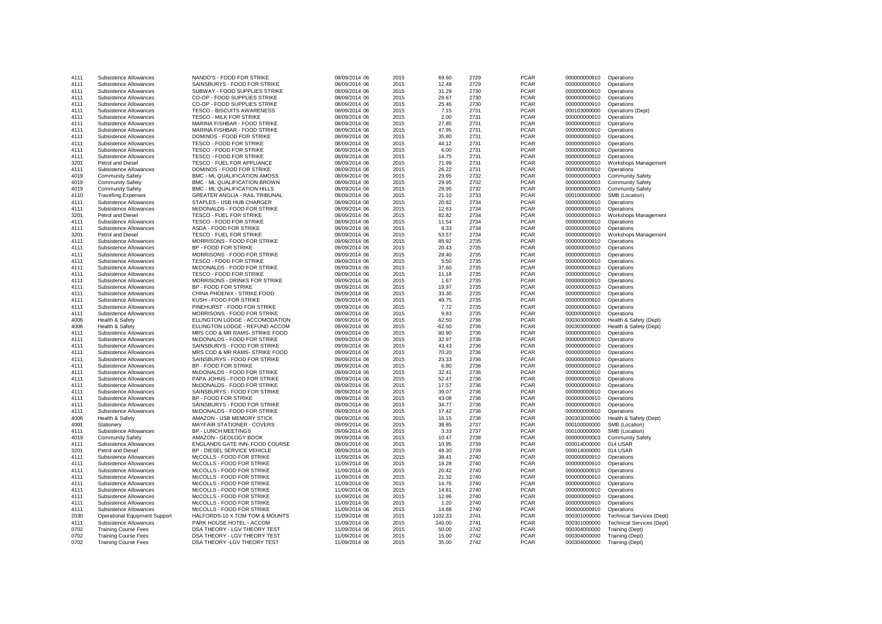| | | | | | | | | | |
|---|---|---|---|---|---|---|---|---|---|
| 4111 | Subsistence Allowances | NANDO'S - FOOD FOR STRIKE | 08/09/2014 06 | 2015 | 69.60 | 2729 | PCAR | 000000000910 | Operations |
| 4111 | Subsistence Allowances | SAINSBURYS - FOOD FOR STRIKE | 08/09/2014 06 | 2015 | 12.48 | 2729 | PCAR | 000000000910 | Operations |
| 4111 | Subsistence Allowances | SUBWAY - FOOD SUPPLIES STRIKE | 08/09/2014 06 | 2015 | 31.29 | 2730 | PCAR | 000000000910 | Operations |
| 4111 | Subsistence Allowances | CO-OP - FOOD SUPPLIES STRIKE | 08/09/2014 06 | 2015 | 28.67 | 2730 | PCAR | 000000000910 | Operations |
| 4111 | Subsistence Allowances | CO-OP - FOOD SUPPLIES STRIKE | 08/09/2014 06 | 2015 | 25.46 | 2730 | PCAR | 000000000910 | Operations |
| 4111 | Subsistence Allowances | TESCO - BISCUITS AWARENESS | 08/09/2014 06 | 2015 | 7.15 | 2731 | PCAR | 000103000000 | Operations (Dept) |
| 4111 | Subsistence Allowances | TESCO - MILK FOR STRIKE | 08/09/2014 06 | 2015 | 2.00 | 2731 | PCAR | 000000000910 | Operations |
| 4111 | Subsistence Allowances | MARINA FISHBAR - FOOD STRIKE | 08/09/2014 06 | 2015 | 27.85 | 2731 | PCAR | 000000000910 | Operations |
| 4111 | Subsistence Allowances | MARINA FISHBAR - FOOD STRIKE | 08/09/2014 06 | 2015 | 47.95 | 2731 | PCAR | 000000000910 | Operations |
| 4111 | Subsistence Allowances | DOMINOS - FOOD FOR STRIKE | 08/09/2014 06 | 2015 | 35.80 | 2731 | PCAR | 000000000910 | Operations |
| 4111 | Subsistence Allowances | TESCO - FOOD FOR STRIKE | 08/09/2014 06 | 2015 | 44.12 | 2731 | PCAR | 000000000910 | Operations |
| 4111 | Subsistence Allowances | TESCO - FOOD FOR STRIKE | 08/09/2014 06 | 2015 | 6.00 | 2731 | PCAR | 000000000910 | Operations |
| 4111 | Subsistence Allowances | TESCO - FOOD FOR STRIKE | 08/09/2014 06 | 2015 | 14.75 | 2731 | PCAR | 000000000910 | Operations |
| 3201 | Petrol and Diesel | TESCO - FUEL FOR APPLIANCE | 08/09/2014 06 | 2015 | 71.99 | 2731 | PCAR | 000000000910 | Workshops Management |
| 4111 | Subsistence Allowances | DOMINOS - FOOD FOR STRIKE | 08/09/2014 06 | 2015 | 26.22 | 2731 | PCAR | 000000000910 | Operations |
| 4019 | Community Safety | BMC - ML QUALIFICATION AMOSS | 08/09/2014 06 | 2015 | 29.95 | 2732 | PCAR | 000000000003 | Community Safety |
| 4019 | Community Safety | BMC - ML QUALIFICATION BROWN | 08/09/2014 06 | 2015 | 29.95 | 2732 | PCAR | 000000000003 | Community Safety |
| 4019 | Community Safety | BMC - ML QUALIFICATION HILLS | 08/09/2014 06 | 2015 | 29.95 | 2732 | PCAR | 000000000003 | Community Safety |
| 4110 | Travelling Expenses | GREATER ANGLIA - RAIL TRIBUNAL | 08/09/2014 06 | 2015 | 21.10 | 2733 | PCAR | 000100000000 | SMB (Location) |
| 4111 | Subsistence Allowances | STAPLES - USB HUB CHARGER | 08/09/2014 06 | 2015 | 20.82 | 2734 | PCAR | 000000000910 | Operations |
| 4111 | Subsistence Allowances | McDONALDS - FOOD FOR STRIKE | 08/09/2014 06 | 2015 | 12.63 | 2734 | PCAR | 000000000910 | Operations |
| 3201 | Petrol and Diesel | TESCO - FUEL FOR STRIKE | 08/09/2014 06 | 2015 | 82.82 | 2734 | PCAR | 000000000910 | Workshops Management |
| 4111 | Subsistence Allowances | TESCO - FOOD FOR STRIKE | 08/09/2014 06 | 2015 | 11.54 | 2734 | PCAR | 000000000910 | Operations |
| 4111 | Subsistence Allowances | ASDA - FOOD FOR STRIKE | 08/09/2014 06 | 2015 | 8.33 | 2734 | PCAR | 000000000910 | Operations |
| 3201 | Petrol and Diesel | TESCO - FUEL FOR STRIKE | 08/09/2014 06 | 2015 | 53.57 | 2734 | PCAR | 000000000910 | Workshops Management |
| 4111 | Subsistence Allowances | MORRISONS - FOOD FOR STRIKE | 09/09/2014 06 | 2015 | 85.92 | 2735 | PCAR | 000000000910 | Operations |
| 4111 | Subsistence Allowances | BP - FOOD FOR STRIKE | 09/09/2014 06 | 2015 | 20.43 | 2735 | PCAR | 000000000910 | Operations |
| 4111 | Subsistence Allowances | MORRISONS - FOOD FOR STRIKE | 09/09/2014 06 | 2015 | 28.40 | 2735 | PCAR | 000000000910 | Operations |
| 4111 | Subsistence Allowances | TESCO - FOOD FOR STRIKE | 09/09/2014 06 | 2015 | 5.50 | 2735 | PCAR | 000000000910 | Operations |
| 4111 | Subsistence Allowances | McDONALDS - FOOD FOR STRIKE | 09/09/2014 06 | 2015 | 37.60 | 2735 | PCAR | 000000000910 | Operations |
| 4111 | Subsistence Allowances | TESCO - FOOD FOR STRIKE | 09/09/2014 06 | 2015 | 11.18 | 2735 | PCAR | 000000000910 | Operations |
| 4111 | Subsistence Allowances | MORRISONS - DRINKS FOR STRIKE | 09/09/2014 06 | 2015 | 1.67 | 2735 | PCAR | 000000000910 | Operations |
| 4111 | Subsistence Allowances | BP - FOOD FOR STRIKE | 09/09/2014 06 | 2015 | 19.97 | 2735 | PCAR | 000000000910 | Operations |
| 4111 | Subsistence Allowances | CHINA PHOENIX - STRIKE FOOD | 09/09/2014 06 | 2015 | 33.30 | 2735 | PCAR | 000000000910 | Operations |
| 4111 | Subsistence Allowances | KUSH - FOOD FOR STRIKE | 09/09/2014 06 | 2015 | 49.75 | 2735 | PCAR | 000000000910 | Operations |
| 4111 | Subsistence Allowances | PINEHURST - FOOD FOR STRIKE | 09/09/2014 06 | 2015 | 7.72 | 2735 | PCAR | 000000000910 | Operations |
| 4111 | Subsistence Allowances | MORRISONS - FOOD FOR STRIKE | 09/09/2014 06 | 2015 | 9.83 | 2735 | PCAR | 000000000910 | Operations |
| 4006 | Health & Safety | ELLINGTON LODGE - ACCOMODATION | 09/09/2014 06 | 2015 | 62.50 | 2736 | PCAR | 000303000000 | Health & Safety (Dept) |
| 4006 | Health & Safety | ELLINGTON LODGE - REFUND ACCOM | 09/09/2014 06 | 2015 | -62.50 | 2736 | PCAR | 000303000000 | Health & Safety (Dept) |
| 4111 | Subsistence Allowances | MRS COD & MR RAMS- STRIKE FOOD | 09/09/2014 06 | 2015 | 80.90 | 2736 | PCAR | 000000000910 | Operations |
| 4111 | Subsistence Allowances | McDONALDS - FOOD FOR STRIKE | 09/09/2014 06 | 2015 | 32.97 | 2736 | PCAR | 000000000910 | Operations |
| 4111 | Subsistence Allowances | SAINSBURYS - FOOD FOR STRIKE | 09/09/2014 06 | 2015 | 43.43 | 2736 | PCAR | 000000000910 | Operations |
| 4111 | Subsistence Allowances | MRS COD & MR RAMS- STRIKE FOOD | 09/09/2014 06 | 2015 | 70.20 | 2736 | PCAR | 000000000910 | Operations |
| 4111 | Subsistence Allowances | SAINSBURYS - FOOD FOR STRIKE | 09/09/2014 06 | 2015 | 23.33 | 2736 | PCAR | 000000000910 | Operations |
| 4111 | Subsistence Allowances | BP - FOOD FOR STRIKE | 09/09/2014 06 | 2015 | 6.80 | 2736 | PCAR | 000000000910 | Operations |
| 4111 | Subsistence Allowances | McDONALDS - FOOD FOR STRIKE | 09/09/2014 06 | 2015 | 32.41 | 2736 | PCAR | 000000000910 | Operations |
| 4111 | Subsistence Allowances | PAPA JOHNS - FOOD FOR STRIKE | 09/09/2014 06 | 2015 | 52.47 | 2736 | PCAR | 000000000910 | Operations |
| 4111 | Subsistence Allowances | McDONALDS - FOOD FOR STRIKE | 09/09/2014 06 | 2015 | 17.57 | 2736 | PCAR | 000000000910 | Operations |
| 4111 | Subsistence Allowances | SAINSBURYS - FOOD FOR STRIKE | 09/09/2014 06 | 2015 | 39.07 | 2736 | PCAR | 000000000910 | Operations |
| 4111 | Subsistence Allowances | BP - FOOD FOR STRIKE | 09/09/2014 06 | 2015 | 43.08 | 2736 | PCAR | 000000000910 | Operations |
| 4111 | Subsistence Allowances | SAINSBURYS - FOOD FOR STRIKE | 09/09/2014 06 | 2015 | 34.77 | 2736 | PCAR | 000000000910 | Operations |
| 4111 | Subsistence Allowances | McDONALDS - FOOD FOR STRIKE | 09/09/2014 06 | 2015 | 17.42 | 2736 | PCAR | 000000000910 | Operations |
| 4006 | Health & Safety | AMAZON - USB MEMORY STICK | 09/09/2014 06 | 2015 | 16.15 | 2736 | PCAR | 000303000000 | Health & Safety (Dept) |
| 4001 | Stationery | MAYFAIR STATIONER - COVERS | 09/09/2014 06 | 2015 | 38.85 | 2737 | PCAR | 000100000000 | SMB (Location) |
| 4111 | Subsistence Allowances | BP - LUNCH MEETINGS | 09/09/2014 06 | 2015 | 3.33 | 2737 | PCAR | 000100000000 | SMB (Location) |
| 4019 | Community Safety | AMAZON - GEOLOGY BOOK | 09/09/2014 06 | 2015 | 10.47 | 2738 | PCAR | 000000000003 | Community Safety |
| 4111 | Subsistence Allowances | ENGLANDS GATE INN- FOOD COURSE | 09/09/2014 06 | 2015 | 10.95 | 2739 | PCAR | 000014000000 | 014 USAR |
| 3201 | Petrol and Diesel | BP - DIESEL SERVICE VEHICLE | 09/09/2014 06 | 2015 | 49.30 | 2739 | PCAR | 000014000000 | 014 USAR |
| 4111 | Subsistence Allowances | McCOLLS - FOOD FOR STRIKE | 11/09/2014 06 | 2015 | 38.41 | 2740 | PCAR | 000000000910 | Operations |
| 4111 | Subsistence Allowances | McCOLLS - FOOD FOR STRIKE | 11/09/2014 06 | 2015 | 16.28 | 2740 | PCAR | 000000000910 | Operations |
| 4111 | Subsistence Allowances | McCOLLS - FOOD FOR STRIKE | 11/09/2014 06 | 2015 | 20.42 | 2740 | PCAR | 000000000910 | Operations |
| 4111 | Subsistence Allowances | McCOLLS - FOOD FOR STRIKE | 11/09/2014 06 | 2015 | 21.32 | 2740 | PCAR | 000000000910 | Operations |
| 4111 | Subsistence Allowances | McCOLLS - FOOD FOR STRIKE | 11/09/2014 06 | 2015 | 14.76 | 2740 | PCAR | 000000000910 | Operations |
| 4111 | Subsistence Allowances | McCOLLS - FOOD FOR STRIKE | 11/09/2014 06 | 2015 | 14.81 | 2740 | PCAR | 000000000910 | Operations |
| 4111 | Subsistence Allowances | McCOLLS - FOOD FOR STRIKE | 11/09/2014 06 | 2015 | 12.96 | 2740 | PCAR | 000000000910 | Operations |
| 4111 | Subsistence Allowances | McCOLLS - FOOD FOR STRIKE | 11/09/2014 06 | 2015 | 1.20 | 2740 | PCAR | 000000000910 | Operations |
| 4111 | Subsistence Allowances | McCOLLS - FOOD FOR STRIKE | 11/09/2014 06 | 2015 | 14.88 | 2740 | PCAR | 000000000910 | Operations |
| 2030 | Operational Equipment Support | HALFORDS-10 X TOM TOM & MOUNTS | 11/09/2014 06 | 2015 | 1102.33 | 2741 | PCAR | 000301000000 | Technical Services (Dept) |
| 4111 | Subsistence Allowances | PARK HOUSE HOTEL - ACCOM | 11/09/2014 06 | 2015 | 140.00 | 2741 | PCAR | 000301000000 | Technical Services (Dept) |
| 0702 | Training Course Fees | DSA THEORY - LGV THEORY TEST | 11/09/2014 06 | 2015 | 50.00 | 2742 | PCAR | 000304000000 | Training (Dept) |
| 0702 | Training Course Fees | DSA THEORY - LGV THEORY TEST | 11/09/2014 06 | 2015 | 15.00 | 2742 | PCAR | 000304000000 | Training (Dept) |
| 0702 | Training Course Fees | DSA THEORY -LGV THEORY TEST | 11/09/2014 06 | 2015 | 35.00 | 2742 | PCAR | 000304000000 | Training (Dept) |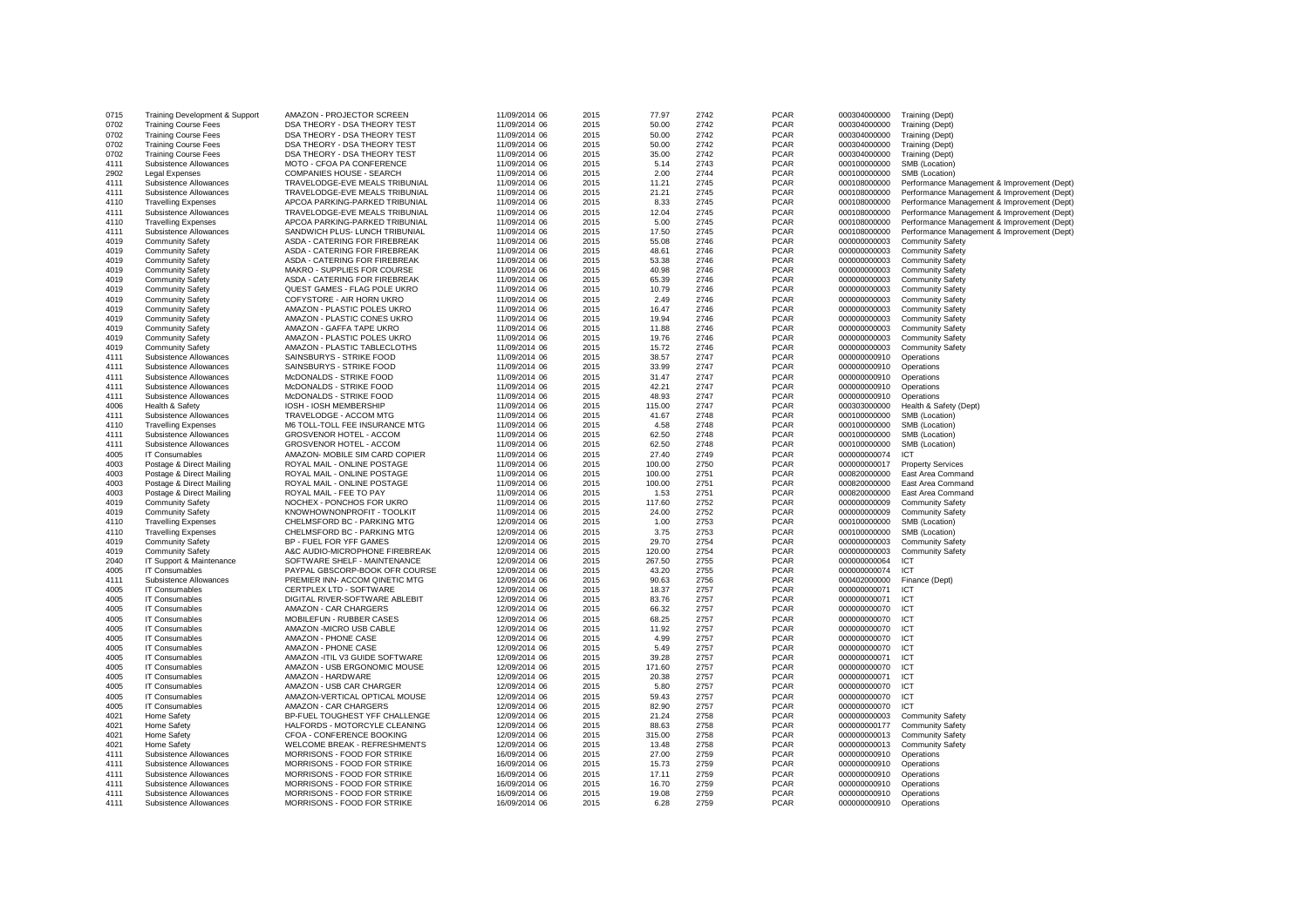| | | | | | | | | | |
|---|---|---|---|---|---|---|---|---|---|
| 0715 | Training Development & Support | AMAZON - PROJECTOR SCREEN | 11/09/2014 06 | 2015 | 77.97 | 2742 | PCAR | 000304000000 | Training (Dept) |
| 0702 | Training Course Fees | DSA THEORY - DSA THEORY TEST | 11/09/2014 06 | 2015 | 50.00 | 2742 | PCAR | 000304000000 | Training (Dept) |
| 0702 | Training Course Fees | DSA THEORY - DSA THEORY TEST | 11/09/2014 06 | 2015 | 50.00 | 2742 | PCAR | 000304000000 | Training (Dept) |
| 0702 | Training Course Fees | DSA THEORY - DSA THEORY TEST | 11/09/2014 06 | 2015 | 35.00 | 2742 | PCAR | 000304000000 | Training (Dept) |
| 4111 | Subsistence Allowances | MOTO - CFOA PA CONFERENCE | 11/09/2014 06 | 2015 | 5.14 | 2743 | PCAR | 000100000000 | SMB (Location) |
| 2902 | Legal Expenses | COMPANIES HOUSE - SEARCH | 11/09/2014 06 | 2015 | 2.00 | 2744 | PCAR | 000100000000 | SMB (Location) |
| 4111 | Subsistence Allowances | TRAVELODGE-EVE MEALS TRIBUNIAL | 11/09/2014 06 | 2015 | 11.21 | 2745 | PCAR | 000108000000 | Performance Management & Improvement (Dept) |
| 4111 | Subsistence Allowances | TRAVELODGE-EVE MEALS TRIBUNIAL | 11/09/2014 06 | 2015 | 21.21 | 2745 | PCAR | 000108000000 | Performance Management & Improvement (Dept) |
| 4110 | Travelling Expenses | APCOA PARKING-PARKED TRIBUNIAL | 11/09/2014 06 | 2015 | 8.33 | 2745 | PCAR | 000108000000 | Performance Management & Improvement (Dept) |
| 4111 | Subsistence Allowances | TRAVELODGE-EVE MEALS TRIBUNIAL | 11/09/2014 06 | 2015 | 12.04 | 2745 | PCAR | 000108000000 | Performance Management & Improvement (Dept) |
| 4110 | Travelling Expenses | APCOA PARKING-PARKED TRIBUNIAL | 11/09/2014 06 | 2015 | 5.00 | 2745 | PCAR | 000108000000 | Performance Management & Improvement (Dept) |
| 4111 | Subsistence Allowances | SANDWICH PLUS- LUNCH TRIBUNIAL | 11/09/2014 06 | 2015 | 17.50 | 2745 | PCAR | 000108000000 | Performance Management & Improvement (Dept) |
| 4019 | Community Safety | ASDA - CATERING FOR FIREBREAK | 11/09/2014 06 | 2015 | 55.08 | 2746 | PCAR | 000000000003 | Community Safety |
| 4019 | Community Safety | ASDA - CATERING FOR FIREBREAK | 11/09/2014 06 | 2015 | 48.61 | 2746 | PCAR | 000000000003 | Community Safety |
| 4019 | Community Safety | ASDA - CATERING FOR FIREBREAK | 11/09/2014 06 | 2015 | 53.38 | 2746 | PCAR | 000000000003 | Community Safety |
| 4019 | Community Safety | MAKRO - SUPPLIES FOR COURSE | 11/09/2014 06 | 2015 | 40.98 | 2746 | PCAR | 000000000003 | Community Safety |
| 4019 | Community Safety | ASDA - CATERING FOR FIREBREAK | 11/09/2014 06 | 2015 | 65.39 | 2746 | PCAR | 000000000003 | Community Safety |
| 4019 | Community Safety | QUEST GAMES - FLAG POLE UKRO | 11/09/2014 06 | 2015 | 10.79 | 2746 | PCAR | 000000000003 | Community Safety |
| 4019 | Community Safety | COFYSTORE - AIR HORN UKRO | 11/09/2014 06 | 2015 | 2.49 | 2746 | PCAR | 000000000003 | Community Safety |
| 4019 | Community Safety | AMAZON - PLASTIC POLES UKRO | 11/09/2014 06 | 2015 | 16.47 | 2746 | PCAR | 000000000003 | Community Safety |
| 4019 | Community Safety | AMAZON - PLASTIC CONES UKRO | 11/09/2014 06 | 2015 | 19.94 | 2746 | PCAR | 000000000003 | Community Safety |
| 4019 | Community Safety | AMAZON - GAFFA TAPE UKRO | 11/09/2014 06 | 2015 | 11.88 | 2746 | PCAR | 000000000003 | Community Safety |
| 4019 | Community Safety | AMAZON - PLASTIC POLES UKRO | 11/09/2014 06 | 2015 | 19.76 | 2746 | PCAR | 000000000003 | Community Safety |
| 4019 | Community Safety | AMAZON - PLASTIC TABLECLOTHS | 11/09/2014 06 | 2015 | 15.72 | 2746 | PCAR | 000000000003 | Community Safety |
| 4111 | Subsistence Allowances | SAINSBURYS - STRIKE FOOD | 11/09/2014 06 | 2015 | 38.57 | 2747 | PCAR | 000000000910 | Operations |
| 4111 | Subsistence Allowances | SAINSBURYS - STRIKE FOOD | 11/09/2014 06 | 2015 | 33.99 | 2747 | PCAR | 000000000910 | Operations |
| 4111 | Subsistence Allowances | McDONALDS - STRIKE FOOD | 11/09/2014 06 | 2015 | 31.47 | 2747 | PCAR | 000000000910 | Operations |
| 4111 | Subsistence Allowances | McDONALDS - STRIKE FOOD | 11/09/2014 06 | 2015 | 42.21 | 2747 | PCAR | 000000000910 | Operations |
| 4111 | Subsistence Allowances | McDONALDS - STRIKE FOOD | 11/09/2014 06 | 2015 | 48.93 | 2747 | PCAR | 000000000910 | Operations |
| 4006 | Health & Safety | IOSH - IOSH MEMBERSHIP | 11/09/2014 06 | 2015 | 115.00 | 2747 | PCAR | 000303000000 | Health & Safety (Dept) |
| 4111 | Subsistence Allowances | TRAVELODGE - ACCOM MTG | 11/09/2014 06 | 2015 | 41.67 | 2748 | PCAR | 000100000000 | SMB (Location) |
| 4110 | Travelling Expenses | M6 TOLL-TOLL FEE INSURANCE MTG | 11/09/2014 06 | 2015 | 4.58 | 2748 | PCAR | 000100000000 | SMB (Location) |
| 4111 | Subsistence Allowances | GROSVENOR HOTEL - ACCOM | 11/09/2014 06 | 2015 | 62.50 | 2748 | PCAR | 000100000000 | SMB (Location) |
| 4111 | Subsistence Allowances | GROSVENOR HOTEL - ACCOM | 11/09/2014 06 | 2015 | 62.50 | 2748 | PCAR | 000100000000 | SMB (Location) |
| 4005 | IT Consumables | AMAZON- MOBILE SIM CARD COPIER | 11/09/2014 06 | 2015 | 27.40 | 2749 | PCAR | 000000000074 | ICT |
| 4003 | Postage & Direct Mailing | ROYAL MAIL - ONLINE POSTAGE | 11/09/2014 06 | 2015 | 100.00 | 2750 | PCAR | 000000000017 | Property Services |
| 4003 | Postage & Direct Mailing | ROYAL MAIL - ONLINE POSTAGE | 11/09/2014 06 | 2015 | 100.00 | 2751 | PCAR | 000820000000 | East Area Command |
| 4003 | Postage & Direct Mailing | ROYAL MAIL - ONLINE POSTAGE | 11/09/2014 06 | 2015 | 100.00 | 2751 | PCAR | 000820000000 | East Area Command |
| 4003 | Postage & Direct Mailing | ROYAL MAIL - FEE TO PAY | 11/09/2014 06 | 2015 | 1.53 | 2751 | PCAR | 000820000000 | East Area Command |
| 4019 | Community Safety | NOCHEX - PONCHOS FOR UKRO | 11/09/2014 06 | 2015 | 117.60 | 2752 | PCAR | 000000000009 | Community Safety |
| 4019 | Community Safety | KNOWHOWNONPROFIT - TOOLKIT | 11/09/2014 06 | 2015 | 24.00 | 2752 | PCAR | 000000000009 | Community Safety |
| 4110 | Travelling Expenses | CHELMSFORD BC - PARKING MTG | 12/09/2014 06 | 2015 | 1.00 | 2753 | PCAR | 000100000000 | SMB (Location) |
| 4110 | Travelling Expenses | CHELMSFORD BC - PARKING MTG | 12/09/2014 06 | 2015 | 3.75 | 2753 | PCAR | 000100000000 | SMB (Location) |
| 4019 | Community Safety | BP - FUEL FOR YFF GAMES | 12/09/2014 06 | 2015 | 29.70 | 2754 | PCAR | 000000000003 | Community Safety |
| 4019 | Community Safety | A&C AUDIO-MICROPHONE FIREBREAK | 12/09/2014 06 | 2015 | 120.00 | 2754 | PCAR | 000000000003 | Community Safety |
| 2040 | IT Support & Maintenance | SOFTWARE SHELF - MAINTENANCE | 12/09/2014 06 | 2015 | 267.50 | 2755 | PCAR | 000000000064 | ICT |
| 4005 | IT Consumables | PAYPAL GBSCORP-BOOK OFR COURSE | 12/09/2014 06 | 2015 | 43.20 | 2755 | PCAR | 000000000074 | ICT |
| 4111 | Subsistence Allowances | PREMIER INN- ACCOM QINETIC MTG | 12/09/2014 06 | 2015 | 90.63 | 2756 | PCAR | 000402000000 | Finance (Dept) |
| 4005 | IT Consumables | CERTPLEX LTD - SOFTWARE | 12/09/2014 06 | 2015 | 18.37 | 2757 | PCAR | 000000000071 | ICT |
| 4005 | IT Consumables | DIGITAL RIVER-SOFTWARE ABLEBIT | 12/09/2014 06 | 2015 | 83.76 | 2757 | PCAR | 000000000071 | ICT |
| 4005 | IT Consumables | AMAZON - CAR CHARGERS | 12/09/2014 06 | 2015 | 66.32 | 2757 | PCAR | 000000000070 | ICT |
| 4005 | IT Consumables | MOBILEFUN - RUBBER CASES | 12/09/2014 06 | 2015 | 68.25 | 2757 | PCAR | 000000000070 | ICT |
| 4005 | IT Consumables | AMAZON -MICRO USB CABLE | 12/09/2014 06 | 2015 | 11.92 | 2757 | PCAR | 000000000070 | ICT |
| 4005 | IT Consumables | AMAZON - PHONE CASE | 12/09/2014 06 | 2015 | 4.99 | 2757 | PCAR | 000000000070 | ICT |
| 4005 | IT Consumables | AMAZON - PHONE CASE | 12/09/2014 06 | 2015 | 5.49 | 2757 | PCAR | 000000000070 | ICT |
| 4005 | IT Consumables | AMAZON -ITIL V3 GUIDE SOFTWARE | 12/09/2014 06 | 2015 | 39.28 | 2757 | PCAR | 000000000071 | ICT |
| 4005 | IT Consumables | AMAZON - USB ERGONOMIC MOUSE | 12/09/2014 06 | 2015 | 171.60 | 2757 | PCAR | 000000000070 | ICT |
| 4005 | IT Consumables | AMAZON - HARDWARE | 12/09/2014 06 | 2015 | 20.38 | 2757 | PCAR | 000000000071 | ICT |
| 4005 | IT Consumables | AMAZON - USB CAR CHARGER | 12/09/2014 06 | 2015 | 5.80 | 2757 | PCAR | 000000000070 | ICT |
| 4005 | IT Consumables | AMAZON-VERTICAL OPTICAL MOUSE | 12/09/2014 06 | 2015 | 59.43 | 2757 | PCAR | 000000000070 | ICT |
| 4005 | IT Consumables | AMAZON - CAR CHARGERS | 12/09/2014 06 | 2015 | 82.90 | 2757 | PCAR | 000000000070 | ICT |
| 4021 | Home Safety | BP-FUEL TOUGHEST YFF CHALLENGE | 12/09/2014 06 | 2015 | 21.24 | 2758 | PCAR | 000000000003 | Community Safety |
| 4021 | Home Safety | HALFORDS - MOTORCYLE CLEANING | 12/09/2014 06 | 2015 | 88.63 | 2758 | PCAR | 000000000177 | Community Safety |
| 4021 | Home Safety | CFOA - CONFERENCE BOOKING | 12/09/2014 06 | 2015 | 315.00 | 2758 | PCAR | 000000000013 | Community Safety |
| 4021 | Home Safety | WELCOME BREAK - REFRESHMENTS | 12/09/2014 06 | 2015 | 13.48 | 2758 | PCAR | 000000000013 | Community Safety |
| 4111 | Subsistence Allowances | MORRISONS - FOOD FOR STRIKE | 16/09/2014 06 | 2015 | 27.00 | 2759 | PCAR | 000000000910 | Operations |
| 4111 | Subsistence Allowances | MORRISONS - FOOD FOR STRIKE | 16/09/2014 06 | 2015 | 15.73 | 2759 | PCAR | 000000000910 | Operations |
| 4111 | Subsistence Allowances | MORRISONS - FOOD FOR STRIKE | 16/09/2014 06 | 2015 | 17.11 | 2759 | PCAR | 000000000910 | Operations |
| 4111 | Subsistence Allowances | MORRISONS - FOOD FOR STRIKE | 16/09/2014 06 | 2015 | 16.70 | 2759 | PCAR | 000000000910 | Operations |
| 4111 | Subsistence Allowances | MORRISONS - FOOD FOR STRIKE | 16/09/2014 06 | 2015 | 19.08 | 2759 | PCAR | 000000000910 | Operations |
| 4111 | Subsistence Allowances | MORRISONS - FOOD FOR STRIKE | 16/09/2014 06 | 2015 | 6.28 | 2759 | PCAR | 000000000910 | Operations |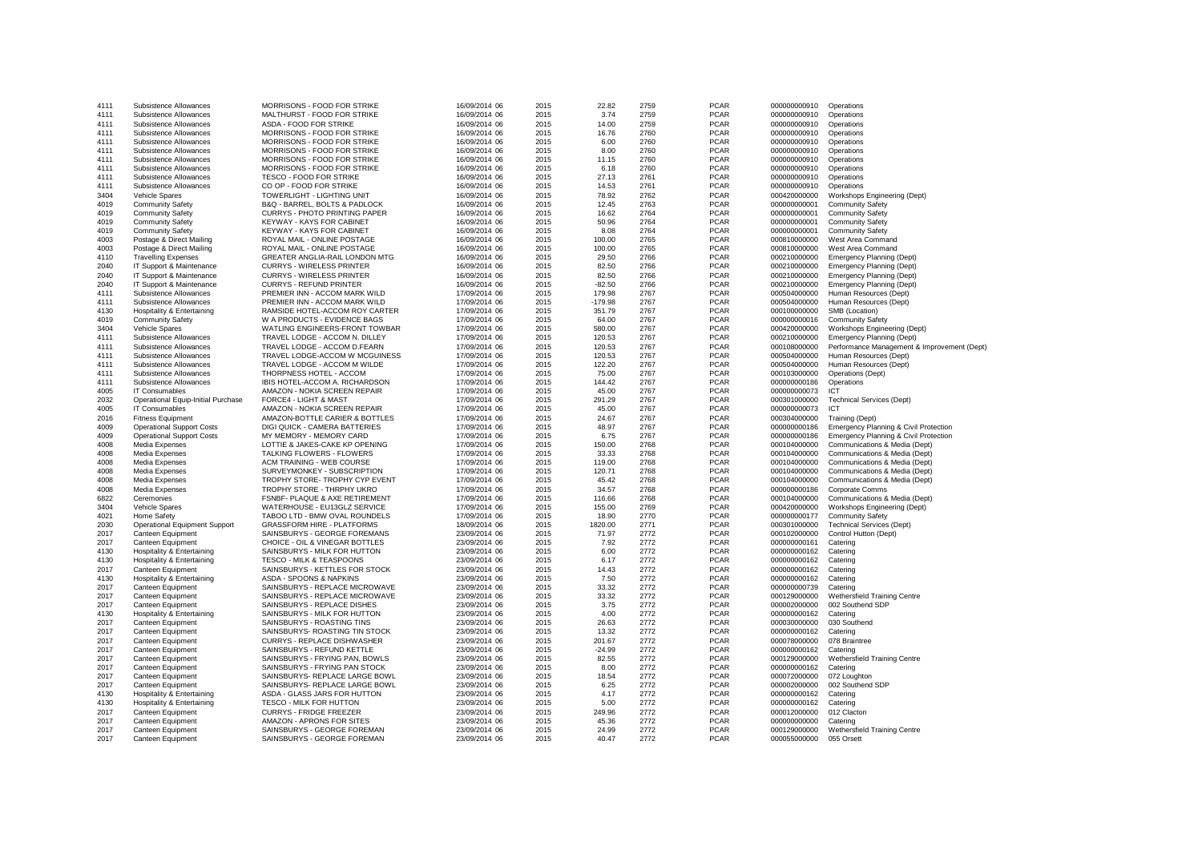| | | | | | | | | | |
|---|---|---|---|---|---|---|---|---|---|
| 4111 | Subsistence Allowances | MORRISONS - FOOD FOR STRIKE | 16/09/2014 06 | 2015 | 22.82 | 2759 | PCAR | 000000000910 | Operations |
| 4111 | Subsistence Allowances | MALTHURST - FOOD FOR STRIKE | 16/09/2014 06 | 2015 | 3.74 | 2759 | PCAR | 000000000910 | Operations |
| 4111 | Subsistence Allowances | ASDA - FOOD FOR STRIKE | 16/09/2014 06 | 2015 | 14.00 | 2759 | PCAR | 000000000910 | Operations |
| 4111 | Subsistence Allowances | MORRISONS - FOOD FOR STRIKE | 16/09/2014 06 | 2015 | 16.76 | 2760 | PCAR | 000000000910 | Operations |
| 4111 | Subsistence Allowances | MORRISONS - FOOD FOR STRIKE | 16/09/2014 06 | 2015 | 6.00 | 2760 | PCAR | 000000000910 | Operations |
| 4111 | Subsistence Allowances | MORRISONS - FOOD FOR STRIKE | 16/09/2014 06 | 2015 | 8.00 | 2760 | PCAR | 000000000910 | Operations |
| 4111 | Subsistence Allowances | MORRISONS - FOOD FOR STRIKE | 16/09/2014 06 | 2015 | 11.15 | 2760 | PCAR | 000000000910 | Operations |
| 4111 | Subsistence Allowances | MORRISONS - FOOD FOR STRIKE | 16/09/2014 06 | 2015 | 6.18 | 2760 | PCAR | 000000000910 | Operations |
| 4111 | Subsistence Allowances | TESCO - FOOD FOR STRIKE | 16/09/2014 06 | 2015 | 27.13 | 2761 | PCAR | 000000000910 | Operations |
| 4111 | Subsistence Allowances | CO OP - FOOD FOR STRIKE | 16/09/2014 06 | 2015 | 14.53 | 2761 | PCAR | 000000000910 | Operations |
| 3404 | Vehicle Spares | TOWERLIGHT - LIGHTING UNIT | 16/09/2014 06 | 2015 | 78.92 | 2762 | PCAR | 000420000000 | Workshops Engineering (Dept) |
| 4019 | Community Safety | B&Q - BARREL, BOLTS & PADLOCK | 16/09/2014 06 | 2015 | 12.45 | 2763 | PCAR | 000000000001 | Community Safety |
| 4019 | Community Safety | CURRYS - PHOTO PRINTING PAPER | 16/09/2014 06 | 2015 | 16.62 | 2764 | PCAR | 000000000001 | Community Safety |
| 4019 | Community Safety | KEYWAY - KAYS FOR CABINET | 16/09/2014 06 | 2015 | 50.96 | 2764 | PCAR | 000000000001 | Community Safety |
| 4019 | Community Safety | KEYWAY - KAYS FOR CABINET | 16/09/2014 06 | 2015 | 8.08 | 2764 | PCAR | 000000000001 | Community Safety |
| 4003 | Postage & Direct Mailing | ROYAL MAIL - ONLINE POSTAGE | 16/09/2014 06 | 2015 | 100.00 | 2765 | PCAR | 000810000000 | West Area Command |
| 4003 | Postage & Direct Mailing | ROYAL MAIL - ONLINE POSTAGE | 16/09/2014 06 | 2015 | 100.00 | 2765 | PCAR | 000810000000 | West Area Command |
| 4110 | Travelling Expenses | GREATER ANGLIA-RAIL LONDON MTG | 16/09/2014 06 | 2015 | 29.50 | 2766 | PCAR | 000210000000 | Emergency Planning (Dept) |
| 2040 | IT Support & Maintenance | CURRYS - WIRELESS PRINTER | 16/09/2014 06 | 2015 | 82.50 | 2766 | PCAR | 000210000000 | Emergency Planning (Dept) |
| 2040 | IT Support & Maintenance | CURRYS - WIRELESS PRINTER | 16/09/2014 06 | 2015 | 82.50 | 2766 | PCAR | 000210000000 | Emergency Planning (Dept) |
| 2040 | IT Support & Maintenance | CURRYS - REFUND PRINTER | 16/09/2014 06 | 2015 | -82.50 | 2766 | PCAR | 000210000000 | Emergency Planning (Dept) |
| 4111 | Subsistence Allowances | PREMIER INN - ACCOM MARK WILD | 17/09/2014 06 | 2015 | 179.98 | 2767 | PCAR | 000504000000 | Human Resources (Dept) |
| 4111 | Subsistence Allowances | PREMIER INN - ACCOM MARK WILD | 17/09/2014 06 | 2015 | -179.98 | 2767 | PCAR | 000504000000 | Human Resources (Dept) |
| 4130 | Hospitality & Entertaining | RAMSIDE HOTEL-ACCOM ROY CARTER | 17/09/2014 06 | 2015 | 351.79 | 2767 | PCAR | 000100000000 | SMB (Location) |
| 4019 | Community Safety | W A PRODUCTS - EVIDENCE BAGS | 17/09/2014 06 | 2015 | 64.00 | 2767 | PCAR | 000000000016 | Community Safety |
| 3404 | Vehicle Spares | WATLING ENGINEERS-FRONT TOWBAR | 17/09/2014 06 | 2015 | 580.00 | 2767 | PCAR | 000420000000 | Workshops Engineering (Dept) |
| 4111 | Subsistence Allowances | TRAVEL LODGE - ACCOM N. DILLEY | 17/09/2014 06 | 2015 | 120.53 | 2767 | PCAR | 000210000000 | Emergency Planning (Dept) |
| 4111 | Subsistence Allowances | TRAVEL LODGE - ACCOM D.FEARN | 17/09/2014 06 | 2015 | 120.53 | 2767 | PCAR | 000108000000 | Performance Management & Improvement (Dept) |
| 4111 | Subsistence Allowances | TRAVEL LODGE-ACCOM W MCGUINESS | 17/09/2014 06 | 2015 | 120.53 | 2767 | PCAR | 000504000000 | Human Resources (Dept) |
| 4111 | Subsistence Allowances | TRAVEL LODGE - ACCOM M WILDE | 17/09/2014 06 | 2015 | 122.20 | 2767 | PCAR | 000504000000 | Human Resources (Dept) |
| 4111 | Subsistence Allowances | THORPNESS HOTEL - ACCOM | 17/09/2014 06 | 2015 | 75.00 | 2767 | PCAR | 000103000000 | Operations (Dept) |
| 4111 | Subsistence Allowances | IBIS HOTEL-ACCOM A. RICHARDSON | 17/09/2014 06 | 2015 | 144.42 | 2767 | PCAR | 000000000186 | Operations |
| 4005 | IT Consumables | AMAZON - NOKIA SCREEN REPAIR | 17/09/2014 06 | 2015 | 45.00 | 2767 | PCAR | 000000000073 | ICT |
| 2032 | Operational Equip-Initial Purchase | FORCE4 - LIGHT & MAST | 17/09/2014 06 | 2015 | 291.29 | 2767 | PCAR | 000301000000 | Technical Services (Dept) |
| 4005 | IT Consumables | AMAZON - NOKIA SCREEN REPAIR | 17/09/2014 06 | 2015 | 45.00 | 2767 | PCAR | 000000000073 | ICT |
| 2016 | Fitness Equipment | AMAZON-BOTTLE CARIER & BOTTLES | 17/09/2014 06 | 2015 | 24.67 | 2767 | PCAR | 000304000000 | Training (Dept) |
| 4009 | Operational Support Costs | DIGI QUICK - CAMERA BATTERIES | 17/09/2014 06 | 2015 | 48.97 | 2767 | PCAR | 000000000186 | Emergency Planning & Civil Protection |
| 4009 | Operational Support Costs | MY MEMORY - MEMORY CARD | 17/09/2014 06 | 2015 | 6.75 | 2767 | PCAR | 000000000186 | Emergency Planning & Civil Protection |
| 4008 | Media Expenses | LOTTIE & JAKES-CAKE KP OPENING | 17/09/2014 06 | 2015 | 150.00 | 2768 | PCAR | 000104000000 | Communications & Media (Dept) |
| 4008 | Media Expenses | TALKING FLOWERS - FLOWERS | 17/09/2014 06 | 2015 | 33.33 | 2768 | PCAR | 000104000000 | Communications & Media (Dept) |
| 4008 | Media Expenses | ACM TRAINING - WEB COURSE | 17/09/2014 06 | 2015 | 119.00 | 2768 | PCAR | 000104000000 | Communications & Media (Dept) |
| 4008 | Media Expenses | SURVEYMONKEY - SUBSCRIPTION | 17/09/2014 06 | 2015 | 120.71 | 2768 | PCAR | 000104000000 | Communications & Media (Dept) |
| 4008 | Media Expenses | TROPHY STORE- TROPHY CYP EVENT | 17/09/2014 06 | 2015 | 45.42 | 2768 | PCAR | 000104000000 | Communications & Media (Dept) |
| 4008 | Media Expenses | TROPHY STORE - THRPHY UKRO | 17/09/2014 06 | 2015 | 34.57 | 2768 | PCAR | 000000000186 | Corporate Comms |
| 6822 | Ceremonies | FSNBF- PLAQUE & AXE RETIREMENT | 17/09/2014 06 | 2015 | 116.66 | 2768 | PCAR | 000104000000 | Communications & Media (Dept) |
| 3404 | Vehicle Spares | WATERHOUSE - EU13GLZ SERVICE | 17/09/2014 06 | 2015 | 155.00 | 2769 | PCAR | 000420000000 | Workshops Engineering (Dept) |
| 4021 | Home Safety | TABOO LTD - BMW OVAL ROUNDELS | 17/09/2014 06 | 2015 | 18.90 | 2770 | PCAR | 000000000177 | Community Safety |
| 2030 | Operational Equipment Support | GRASSFORM HIRE - PLATFORMS | 18/09/2014 06 | 2015 | 1820.00 | 2771 | PCAR | 000301000000 | Technical Services (Dept) |
| 2017 | Canteen Equipment | SAINSBURYS - GEORGE FOREMANS | 23/09/2014 06 | 2015 | 71.97 | 2772 | PCAR | 000102000000 | Control Hutton (Dept) |
| 2017 | Canteen Equipment | CHOICE - OIL & VINEGAR BOTTLES | 23/09/2014 06 | 2015 | 7.92 | 2772 | PCAR | 000000000161 | Catering |
| 4130 | Hospitality & Entertaining | SAINSBURYS - MILK FOR HUTTON | 23/09/2014 06 | 2015 | 6.00 | 2772 | PCAR | 000000000162 | Catering |
| 4130 | Hospitality & Entertaining | TESCO - MILK & TEASPOONS | 23/09/2014 06 | 2015 | 6.17 | 2772 | PCAR | 000000000162 | Catering |
| 2017 | Canteen Equipment | SAINSBURYS - KETTLES FOR STOCK | 23/09/2014 06 | 2015 | 14.43 | 2772 | PCAR | 000000000162 | Catering |
| 4130 | Hospitality & Entertaining | ASDA - SPOONS & NAPKINS | 23/09/2014 06 | 2015 | 7.50 | 2772 | PCAR | 000000000162 | Catering |
| 2017 | Canteen Equipment | SAINSBURYS - REPLACE MICROWAVE | 23/09/2014 06 | 2015 | 33.32 | 2772 | PCAR | 000000000739 | Catering |
| 2017 | Canteen Equipment | SAINSBURYS - REPLACE MICROWAVE | 23/09/2014 06 | 2015 | 33.32 | 2772 | PCAR | 000129000000 | Wethersfield Training Centre |
| 2017 | Canteen Equipment | SAINSBURYS - REPLACE DISHES | 23/09/2014 06 | 2015 | 3.75 | 2772 | PCAR | 000002000000 | 002 Southend SDP |
| 4130 | Hospitality & Entertaining | SAINSBURYS - MILK FOR HUTTON | 23/09/2014 06 | 2015 | 4.00 | 2772 | PCAR | 000000000162 | Catering |
| 2017 | Canteen Equipment | SAINSBURYS - ROASTING TINS | 23/09/2014 06 | 2015 | 26.63 | 2772 | PCAR | 000030000000 | 030 Southend |
| 2017 | Canteen Equipment | SAINSBURYS- ROASTING TIN STOCK | 23/09/2014 06 | 2015 | 13.32 | 2772 | PCAR | 000000000162 | Catering |
| 2017 | Canteen Equipment | CURRYS - REPLACE DISHWASHER | 23/09/2014 06 | 2015 | 201.67 | 2772 | PCAR | 000078000000 | 078 Braintree |
| 2017 | Canteen Equipment | SAINSBURYS - REFUND KETTLE | 23/09/2014 06 | 2015 | -24.99 | 2772 | PCAR | 000000000162 | Catering |
| 2017 | Canteen Equipment | SAINSBURYS - FRYING PAN, BOWLS | 23/09/2014 06 | 2015 | 82.55 | 2772 | PCAR | 000129000000 | Wethersfield Training Centre |
| 2017 | Canteen Equipment | SAINSBURYS - FRYING PAN STOCK | 23/09/2014 06 | 2015 | 8.00 | 2772 | PCAR | 000000000162 | Catering |
| 2017 | Canteen Equipment | SAINSBURYS- REPLACE LARGE BOWL | 23/09/2014 06 | 2015 | 18.54 | 2772 | PCAR | 000072000000 | 072 Loughton |
| 2017 | Canteen Equipment | SAINSBURYS- REPLACE LARGE BOWL | 23/09/2014 06 | 2015 | 6.25 | 2772 | PCAR | 000002000000 | 002 Southend SDP |
| 4130 | Hospitality & Entertaining | ASDA - GLASS JARS FOR HUTTON | 23/09/2014 06 | 2015 | 4.17 | 2772 | PCAR | 000000000162 | Catering |
| 4130 | Hospitality & Entertaining | TESCO - MILK FOR HUTTON | 23/09/2014 06 | 2015 | 5.00 | 2772 | PCAR | 000000000162 | Catering |
| 2017 | Canteen Equipment | CURRYS - FRIDGE FREEZER | 23/09/2014 06 | 2015 | 249.96 | 2772 | PCAR | 000012000000 | 012 Clacton |
| 2017 | Canteen Equipment | AMAZON - APRONS FOR SITES | 23/09/2014 06 | 2015 | 45.36 | 2772 | PCAR | 000000000000 | Catering |
| 2017 | Canteen Equipment | SAINSBURYS - GEORGE FOREMAN | 23/09/2014 06 | 2015 | 24.99 | 2772 | PCAR | 000129000000 | Wethersfield Training Centre |
| 2017 | Canteen Equipment | SAINSBURYS - GEORGE FOREMAN | 23/09/2014 06 | 2015 | 40.47 | 2772 | PCAR | 000055000000 | 055 Orsett |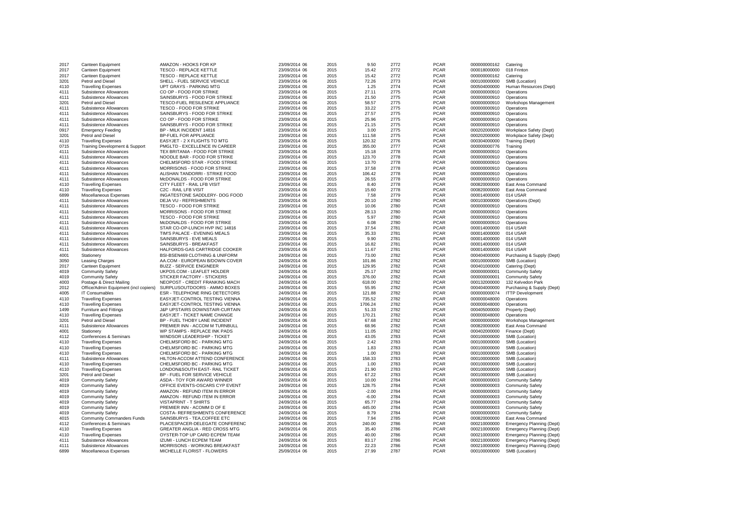| | | | | | | | | | |
|---|---|---|---|---|---|---|---|---|---|
| 2017 | Canteen Equipment | AMAZON - HOOKS FOR KP | 23/09/2014 06 | 2015 | 9.50 | 2772 | PCAR | 000000000162 | Catering |
| 2017 | Canteen Equipment | TESCO - REPLACE KETTLE | 23/09/2014 06 | 2015 | 15.42 | 2772 | PCAR | 000018000000 | 018 Frinton |
| 2017 | Canteen Equipment | TESCO - REPLACE KETTLE | 23/09/2014 06 | 2015 | 15.42 | 2772 | PCAR | 000000000162 | Catering |
| 3201 | Petrol and Diesel | SHELL - FUEL SERVICE VEHICLE | 23/09/2014 06 | 2015 | 72.26 | 2773 | PCAR | 000100000000 | SMB (Location) |
| 4110 | Travelling Expenses | UPT GRAYS - PARKING MTG | 23/09/2014 06 | 2015 | 1.25 | 2774 | PCAR | 000504000000 | Human Resources (Dept) |
| 4111 | Subsistence Allowances | CO OP - FOOD FOR STRIKE | 23/09/2014 06 | 2015 | 27.11 | 2775 | PCAR | 000000000910 | Operations |
| 4111 | Subsistence Allowances | SAINSBURYS - FOOD FOR STRIKE | 23/09/2014 06 | 2015 | 21.50 | 2775 | PCAR | 000000000910 | Operations |
| 3201 | Petrol and Diesel | TESCO-FUEL RESILENCE APPLIANCE | 23/09/2014 06 | 2015 | 58.57 | 2775 | PCAR | 000000000910 | Workshops Management |
| 4111 | Subsistence Allowances | TESCO - FOOD FOR STRIKE | 23/09/2014 06 | 2015 | 33.22 | 2775 | PCAR | 000000000910 | Operations |
| 4111 | Subsistence Allowances | SAINSBURYS - FOOD FOR STRIKE | 23/09/2014 06 | 2015 | 27.57 | 2775 | PCAR | 000000000910 | Operations |
| 4111 | Subsistence Allowances | CO OP - FOOD FOR STRIKE | 23/09/2014 06 | 2015 | 25.96 | 2775 | PCAR | 000000000910 | Operations |
| 4111 | Subsistence Allowances | SAINSBURYS - FOOD FOR STRIKE | 23/09/2014 06 | 2015 | 21.15 | 2775 | PCAR | 000000000910 | Operations |
| 0917 | Emergency Feeding | BP - MILK INCIDENT 14816 | 23/09/2014 06 | 2015 | 3.00 | 2775 | PCAR | 000202000000 | Workplace Safety (Dept) |
| 3201 | Petrol and Diesel | BP-FUEL FOR APPLIANCE | 23/09/2014 06 | 2015 | 111.58 | 2775 | PCAR | 000202000000 | Workplace Safety (Dept) |
| 4110 | Travelling Expenses | EASYJET - 2 X FLIGHTS TO MTG | 23/09/2014 06 | 2015 | 120.32 | 2776 | PCAR | 000304000000 | Training (Dept) |
| 0715 | Training Development & Support | PMGLTD - EXCELLENCE IN CAREER | 23/09/2014 06 | 2015 | 355.00 | 2777 | PCAR | 000000000776 | Training |
| 4111 | Subsistence Allowances | TEX BRITANIA - FOOD FOR STRIKE | 23/09/2014 06 | 2015 | 15.18 | 2778 | PCAR | 000000000910 | Operations |
| 4111 | Subsistence Allowances | NOODLE BAR - FOOD FOR STRIKE | 23/09/2014 06 | 2015 | 123.70 | 2778 | PCAR | 000000000910 | Operations |
| 4111 | Subsistence Allowances | CHELMSFORD STAR - FOOD STRIKE | 23/09/2014 06 | 2015 | 13.70 | 2778 | PCAR | 000000000910 | Operations |
| 4111 | Subsistence Allowances | MORRISONS - FOOD FOR STRIKE | 23/09/2014 06 | 2015 | 37.58 | 2778 | PCAR | 000000000910 | Operations |
| 4111 | Subsistence Allowances | ALISHAN TANDORRI - STRIKE FOOD | 23/09/2014 06 | 2015 | 106.42 | 2778 | PCAR | 000000000910 | Operations |
| 4111 | Subsistence Allowances | McDONALDS - FOOD FOR STRIKE | 23/09/2014 06 | 2015 | 26.55 | 2778 | PCAR | 000000000910 | Operations |
| 4110 | Travelling Expenses | CITY FLEET - RAIL LFB VISIT | 23/09/2014 06 | 2015 | 8.40 | 2778 | PCAR | 000820000000 | East Area Command |
| 4110 | Travelling Expenses | C2C - RAIL LFB VISIT | 23/09/2014 06 | 2015 | 15.60 | 2778 | PCAR | 000820000000 | East Area Command |
| 6899 | Miscellaneous Expenses | INGATESTONE SADDLERY- DOG FOOD | 23/09/2014 06 | 2015 | 7.58 | 2779 | PCAR | 000014000000 | 014 USAR |
| 4111 | Subsistence Allowances | DEJA VU - REFRSHMENTS | 23/09/2014 06 | 2015 | 20.10 | 2780 | PCAR | 000103000000 | Operations (Dept) |
| 4111 | Subsistence Allowances | TESCO - FOOD FOR STRIKE | 23/09/2014 06 | 2015 | 10.06 | 2780 | PCAR | 000000000910 | Operations |
| 4111 | Subsistence Allowances | MORRISONS - FOOD FOR STRIKE | 23/09/2014 06 | 2015 | 28.13 | 2780 | PCAR | 000000000910 | Operations |
| 4111 | Subsistence Allowances | TESCO - FOOD FOR STRIKE | 23/09/2014 06 | 2015 | 5.97 | 2780 | PCAR | 000000000910 | Operations |
| 4111 | Subsistence Allowances | McDONALDS - FOOD FOR STRIKE | 23/09/2014 06 | 2015 | 6.08 | 2780 | PCAR | 000000000910 | Operations |
| 4111 | Subsistence Allowances | STAR CO-OP-LUNCH HVP INC 14816 | 23/09/2014 06 | 2015 | 37.54 | 2781 | PCAR | 000014000000 | 014 USAR |
| 4111 | Subsistence Allowances | TIM'S PALACE - EVENING MEALS | 23/09/2014 06 | 2015 | 35.33 | 2781 | PCAR | 000014000000 | 014 USAR |
| 4111 | Subsistence Allowances | SAINSBURYS - EVE MEALS | 23/09/2014 06 | 2015 | 9.90 | 2781 | PCAR | 000014000000 | 014 USAR |
| 4111 | Subsistence Allowances | SAINSBURYS - BREAKFAST | 23/09/2014 06 | 2015 | 16.82 | 2781 | PCAR | 000014000000 | 014 USAR |
| 4111 | Subsistence Allowances | HALFORDS-GAS CARTRIDGE COOKER | 23/09/2014 06 | 2015 | 11.67 | 2781 | PCAR | 000014000000 | 014 USAR |
| 4001 | Stationery | BSI-BSEN469 CLOTHING & UNIFORM | 24/09/2014 06 | 2015 | 73.00 | 2782 | PCAR | 000404000000 | Purchasing & Supply (Dept) |
| 3050 | Leasing Charges | AA.COM - EUROPEAN B/DOWN COVER | 24/09/2014 06 | 2015 | 101.86 | 2782 | PCAR | 000100000000 | SMB (Location) |
| 2017 | Canteen Equipment | BUZZ - SERVICE ENGINEER | 24/09/2014 06 | 2015 | 129.95 | 2782 | PCAR | 000401000000 | Catering (Dept) |
| 4019 | Community Safety | UKPOS.COM - LEAFLET HOLDER | 24/09/2014 06 | 2015 | 25.17 | 2782 | PCAR | 000000000001 | Community Safety |
| 4019 | Community Safety | STICKER FACTORY - STICKERS | 24/09/2014 06 | 2015 | 376.00 | 2782 | PCAR | 000000000001 | Community Safety |
| 4003 | Postage & Direct Mailing | NEOPOST - CREDIT FRANKING MACH | 24/09/2014 06 | 2015 | 618.00 | 2782 | PCAR | 000132000000 | 132 Kelvedon Park |
| 2012 | Office/Admin Equipment (incl copiers) | SURPLUSOUTDOORS - AMMO BOXES | 24/09/2014 06 | 2015 | 55.95 | 2782 | PCAR | 000404000000 | Purchasing & Supply (Dept) |
| 4005 | IT Consumables | ESR - TELEPHONE RING DETECTORS | 24/09/2014 06 | 2015 | 121.88 | 2782 | PCAR | 000000000074 | ITTP Development |
| 4110 | Travelling Expenses | EASYJET-CONTROL TESTING VIENNA | 24/09/2014 06 | 2015 | 735.52 | 2782 | PCAR | 000000048000 | Operations |
| 4110 | Travelling Expenses | EASYJET-CONTROL TESTING VIENNA | 24/09/2014 06 | 2015 | 1706.24 | 2782 | PCAR | 000000048000 | Operations |
| 1499 | Furniture and Fittings | J&P UPSTAIRS DOWNSTAIR-CURTAIN | 24/09/2014 06 | 2015 | 51.33 | 2782 | PCAR | 000405000000 | Property (Dept) |
| 4110 | Travelling Expenses | EASYJET - TICKET NAME CHANGE | 24/09/2014 06 | 2015 | 170.21 | 2782 | PCAR | 000000048000 | Operations |
| 3201 | Petrol and Diesel | BP - FUEL THOBY LANE INCIDENT | 24/09/2014 06 | 2015 | 67.68 | 2782 | PCAR | 000000000000 | Workshops Management |
| 4111 | Subsistence Allowances | PREMIER INN - ACCOM M TURNBULL | 24/09/2014 06 | 2015 | 68.96 | 2782 | PCAR | 000820000000 | East Area Command |
| 4001 | Stationery | WP STAMPS - REPLACE INK PADS | 24/09/2014 06 | 2015 | 11.05 | 2782 | PCAR | 000402000000 | Finance (Dept) |
| 4112 | Conferences & Seminars | WINDSOR LEADERSHIP - TICKET | 24/09/2014 06 | 2015 | 43.05 | 2783 | PCAR | 000100000000 | SMB (Location) |
| 4110 | Travelling Expenses | CHELMSFORD BC - PARKING MTG | 24/09/2014 06 | 2015 | 2.42 | 2783 | PCAR | 000100000000 | SMB (Location) |
| 4110 | Travelling Expenses | CHELMSFORD BC - PARKING MTG | 24/09/2014 06 | 2015 | 1.83 | 2783 | PCAR | 000100000000 | SMB (Location) |
| 4110 | Travelling Expenses | CHELMSFORD BC - PARKING MTG | 24/09/2014 06 | 2015 | 1.00 | 2783 | PCAR | 000100000000 | SMB (Location) |
| 4111 | Subsistence Allowances | HILTON-ACCOM ATTEND CONFERENCE | 24/09/2014 06 | 2015 | 158.33 | 2783 | PCAR | 000100000000 | SMB (Location) |
| 4110 | Travelling Expenses | CHELMSFORD BC - PARKING MTG | 24/09/2014 06 | 2015 | 1.00 | 2783 | PCAR | 000100000000 | SMB (Location) |
| 4110 | Travelling Expenses | LONDON&SOUTH EAST- RAIL TICKET | 24/09/2014 06 | 2015 | 21.90 | 2783 | PCAR | 000100000000 | SMB (Location) |
| 3201 | Petrol and Diesel | BP - FUEL FOR SERVICE VEHICLE | 24/09/2014 06 | 2015 | 67.22 | 2783 | PCAR | 000100000000 | SMB (Location) |
| 4019 | Community Safety | ASDA - TOY FOR AWARD WINNER | 24/09/2014 06 | 2015 | 10.00 | 2784 | PCAR | 000000000003 | Community Safety |
| 4019 | Community Safety | OFFICE EVENTS-OSCARS CYP EVENT | 24/09/2014 06 | 2015 | 128.75 | 2784 | PCAR | 000000000003 | Community Safety |
| 4019 | Community Safety | AMAZON - REFUND ITEM IN ERROR | 24/09/2014 06 | 2015 | -2.00 | 2784 | PCAR | 000000000003 | Community Safety |
| 4019 | Community Safety | AMAZON - REFUND ITEM IN ERROR | 24/09/2014 06 | 2015 | -6.00 | 2784 | PCAR | 000000000003 | Community Safety |
| 4019 | Community Safety | VISTAPRINT - T SHIRTS | 24/09/2014 06 | 2015 | 65.77 | 2784 | PCAR | 000000000003 | Community Safety |
| 4019 | Community Safety | PREMIER INN - ACOMM D OF E | 24/09/2014 06 | 2015 | 445.00 | 2784 | PCAR | 000000000003 | Community Safety |
| 4019 | Community Safety | COSTA- REFRESHMENTS CONFERENCE | 24/09/2014 06 | 2015 | 8.79 | 2784 | PCAR | 000000000003 | Community Safety |
| 4015 | Community Commanders Funds | SAINSBURYS - TEA,COFFEE ETC | 24/09/2014 06 | 2015 | 7.94 | 2785 | PCAR | 000820000000 | East Area Command |
| 4112 | Conferences & Seminars | PLACESPACER-DELEGATE CONFERENC | 24/09/2014 06 | 2015 | 240.00 | 2786 | PCAR | 000210000000 | Emergency Planning (Dept) |
| 4110 | Travelling Expenses | GREATER ANGLIA - RED CROSS MTG | 24/09/2014 06 | 2015 | 35.40 | 2786 | PCAR | 000210000000 | Emergency Planning (Dept) |
| 4110 | Travelling Expenses | OYSTER-TOP UP CARD ECPEM TEAM | 24/09/2014 06 | 2015 | 40.00 | 2786 | PCAR | 000210000000 | Emergency Planning (Dept) |
| 4111 | Subsistence Allowances | IZUMI - LUNCH ECPEM TEAM | 24/09/2014 06 | 2015 | 83.17 | 2786 | PCAR | 000210000000 | Emergency Planning (Dept) |
| 4111 | Subsistence Allowances | MORRISONS - WORKING BREAKFAST | 24/09/2014 06 | 2015 | 22.23 | 2786 | PCAR | 000210000000 | Emergency Planning (Dept) |
| 6899 | Miscellaneous Expenses | MICHELLE FLORIST - FLOWERS | 25/09/2014 06 | 2015 | 27.99 | 2787 | PCAR | 000100000000 | SMB (Location) |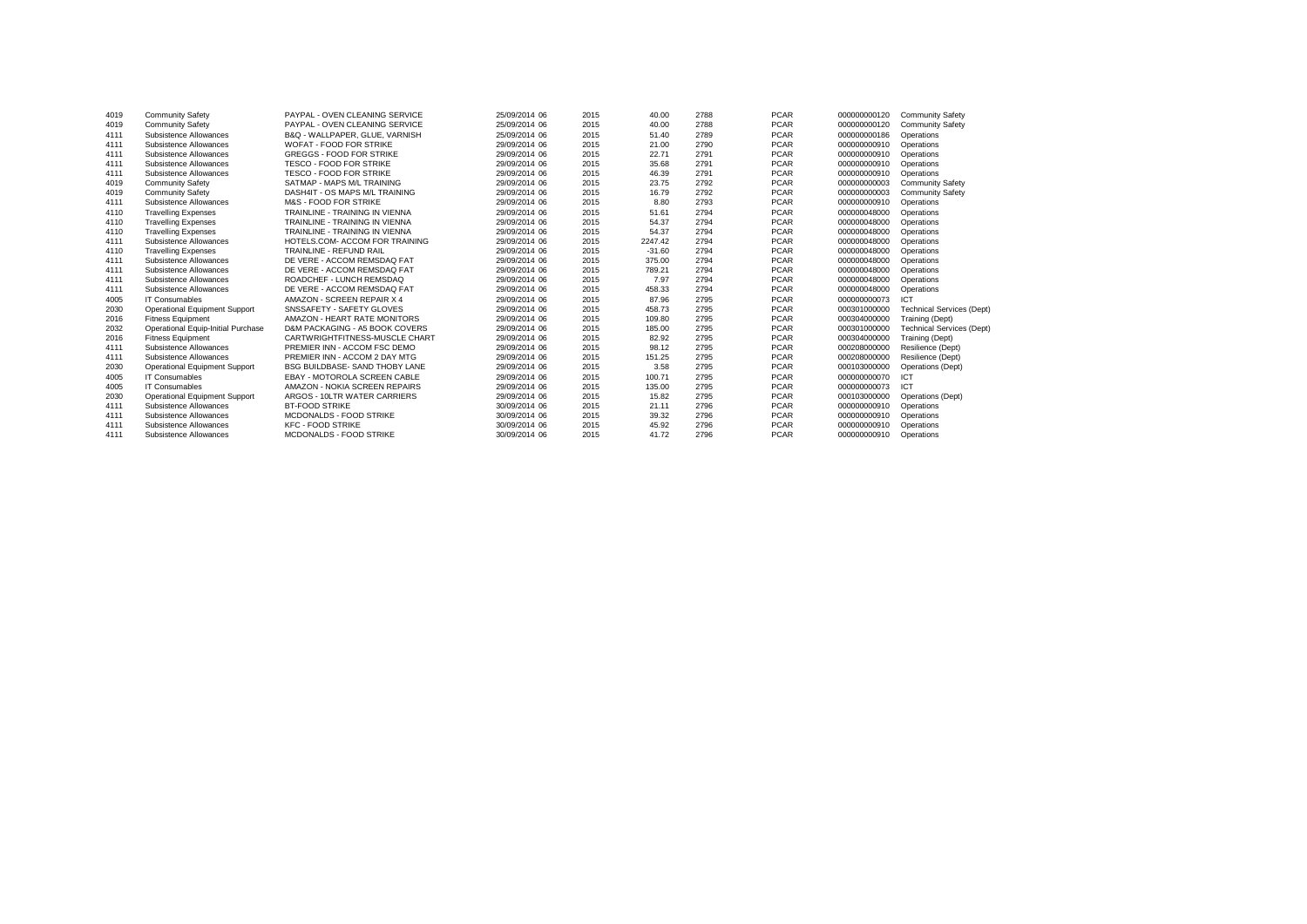| | | | | | | | | | |
|---|---|---|---|---|---|---|---|---|---|
| 4019 | Community Safety | PAYPAL - OVEN CLEANING SERVICE | 25/09/2014 06 | 2015 | 40.00 | 2788 | PCAR | 000000000120 | Community Safety |
| 4019 | Community Safety | PAYPAL - OVEN CLEANING SERVICE | 25/09/2014 06 | 2015 | 40.00 | 2788 | PCAR | 000000000120 | Community Safety |
| 4111 | Subsistence Allowances | B&Q - WALLPAPER, GLUE, VARNISH | 25/09/2014 06 | 2015 | 51.40 | 2789 | PCAR | 000000000186 | Operations |
| 4111 | Subsistence Allowances | WOFAT - FOOD FOR STRIKE | 29/09/2014 06 | 2015 | 21.00 | 2790 | PCAR | 000000000910 | Operations |
| 4111 | Subsistence Allowances | GREGGS - FOOD FOR STRIKE | 29/09/2014 06 | 2015 | 22.71 | 2791 | PCAR | 000000000910 | Operations |
| 4111 | Subsistence Allowances | TESCO - FOOD FOR STRIKE | 29/09/2014 06 | 2015 | 35.68 | 2791 | PCAR | 000000000910 | Operations |
| 4111 | Subsistence Allowances | TESCO - FOOD FOR STRIKE | 29/09/2014 06 | 2015 | 46.39 | 2791 | PCAR | 000000000910 | Operations |
| 4019 | Community Safety | SATMAP - MAPS M/L TRAINING | 29/09/2014 06 | 2015 | 23.75 | 2792 | PCAR | 000000000003 | Community Safety |
| 4019 | Community Safety | DASH4IT - OS MAPS M/L TRAINING | 29/09/2014 06 | 2015 | 16.79 | 2792 | PCAR | 000000000003 | Community Safety |
| 4111 | Subsistence Allowances | M&S - FOOD FOR STRIKE | 29/09/2014 06 | 2015 | 8.80 | 2793 | PCAR | 000000000910 | Operations |
| 4110 | Travelling Expenses | TRAINLINE - TRAINING IN VIENNA | 29/09/2014 06 | 2015 | 51.61 | 2794 | PCAR | 000000048000 | Operations |
| 4110 | Travelling Expenses | TRAINLINE - TRAINING IN VIENNA | 29/09/2014 06 | 2015 | 54.37 | 2794 | PCAR | 000000048000 | Operations |
| 4110 | Travelling Expenses | TRAINLINE - TRAINING IN VIENNA | 29/09/2014 06 | 2015 | 54.37 | 2794 | PCAR | 000000048000 | Operations |
| 4111 | Subsistence Allowances | HOTELS.COM- ACCOM FOR TRAINING | 29/09/2014 06 | 2015 | 2247.42 | 2794 | PCAR | 000000048000 | Operations |
| 4110 | Travelling Expenses | TRAINLINE - REFUND RAIL | 29/09/2014 06 | 2015 | -31.60 | 2794 | PCAR | 000000048000 | Operations |
| 4111 | Subsistence Allowances | DE VERE - ACCOM REMSDAQ FAT | 29/09/2014 06 | 2015 | 375.00 | 2794 | PCAR | 000000048000 | Operations |
| 4111 | Subsistence Allowances | DE VERE - ACCOM REMSDAQ FAT | 29/09/2014 06 | 2015 | 789.21 | 2794 | PCAR | 000000048000 | Operations |
| 4111 | Subsistence Allowances | ROADCHEF - LUNCH REMSDAQ | 29/09/2014 06 | 2015 | 7.97 | 2794 | PCAR | 000000048000 | Operations |
| 4111 | Subsistence Allowances | DE VERE - ACCOM REMSDAQ FAT | 29/09/2014 06 | 2015 | 458.33 | 2794 | PCAR | 000000048000 | Operations |
| 4005 | IT Consumables | AMAZON - SCREEN REPAIR X 4 | 29/09/2014 06 | 2015 | 87.96 | 2795 | PCAR | 000000000073 | ICT |
| 2030 | Operational Equipment Support | SNSSAFETY - SAFETY GLOVES | 29/09/2014 06 | 2015 | 458.73 | 2795 | PCAR | 000301000000 | Technical Services (Dept) |
| 2016 | Fitness Equipment | AMAZON - HEART RATE MONITORS | 29/09/2014 06 | 2015 | 109.80 | 2795 | PCAR | 000304000000 | Training (Dept) |
| 2032 | Operational Equip-Initial Purchase | D&M PACKAGING - A5 BOOK COVERS | 29/09/2014 06 | 2015 | 185.00 | 2795 | PCAR | 000301000000 | Technical Services (Dept) |
| 2016 | Fitness Equipment | CARTWRIGHTFITNESS-MUSCLE CHART | 29/09/2014 06 | 2015 | 82.92 | 2795 | PCAR | 000304000000 | Training (Dept) |
| 4111 | Subsistence Allowances | PREMIER INN - ACCOM FSC DEMO | 29/09/2014 06 | 2015 | 98.12 | 2795 | PCAR | 000208000000 | Resilience (Dept) |
| 4111 | Subsistence Allowances | PREMIER INN - ACCOM 2 DAY MTG | 29/09/2014 06 | 2015 | 151.25 | 2795 | PCAR | 000208000000 | Resilience (Dept) |
| 2030 | Operational Equipment Support | BSG BUILDBASE- SAND THOBY LANE | 29/09/2014 06 | 2015 | 3.58 | 2795 | PCAR | 000103000000 | Operations (Dept) |
| 4005 | IT Consumables | EBAY - MOTOROLA SCREEN CABLE | 29/09/2014 06 | 2015 | 100.71 | 2795 | PCAR | 000000000070 | ICT |
| 4005 | IT Consumables | AMAZON - NOKIA SCREEN REPAIRS | 29/09/2014 06 | 2015 | 135.00 | 2795 | PCAR | 000000000073 | ICT |
| 2030 | Operational Equipment Support | ARGOS - 10LTR WATER CARRIERS | 29/09/2014 06 | 2015 | 15.82 | 2795 | PCAR | 000103000000 | Operations (Dept) |
| 4111 | Subsistence Allowances | BT-FOOD STRIKE | 30/09/2014 06 | 2015 | 21.11 | 2796 | PCAR | 000000000910 | Operations |
| 4111 | Subsistence Allowances | MCDONALDS - FOOD STRIKE | 30/09/2014 06 | 2015 | 39.32 | 2796 | PCAR | 000000000910 | Operations |
| 4111 | Subsistence Allowances | KFC - FOOD STRIKE | 30/09/2014 06 | 2015 | 45.92 | 2796 | PCAR | 000000000910 | Operations |
| 4111 | Subsistence Allowances | MCDONALDS - FOOD STRIKE | 30/09/2014 06 | 2015 | 41.72 | 2796 | PCAR | 000000000910 | Operations |